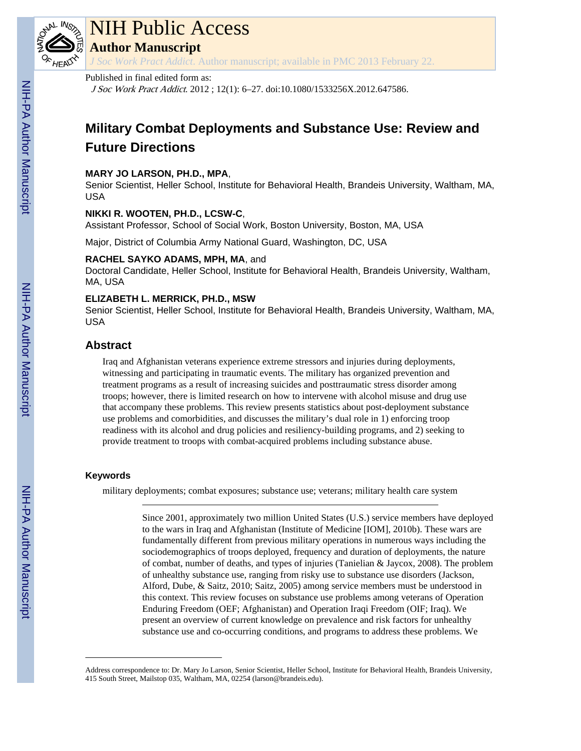Published in final edited form as:

*J Soc Work Pract Addict*. 2012 ; 12(1): 6–27. doi:10.1080/1533256X.2012.647586.

# Military Combat Deployments and Substance Use: Review and Future Directions

**MARY JO LARSON, PH.D., MPA**,

Senior Scientist, Heller School, Institute for Behavioral Health, Brandeis University, Waltham, MA, USA

**NIKKI R. WOOTEN, PH.D., LCSW-C**,

Assistant Professor, School of Social Work, Boston University, Boston, MA, USA

Major, District of Columbia Army National Guard, Washington, DC, USA

**RACHEL SAYKO ADAMS, MPH, MA**, and

Doctoral Candidate, Heller School, Institute for Behavioral Health, Brandeis University, Waltham, MA, USA

**ELIZABETH L. MERRICK, PH.D., MSW**

Senior Scientist, Heller School, Institute for Behavioral Health, Brandeis University, Waltham, MA, USA

## Abstract

Iraq and Afghanistan veterans experience extreme stressors and injuries during deployments, witnessing and participating in traumatic events. The military has organized prevention and treatment programs as a result of increasing suicides and posttraumatic stress disorder among troops; however, there is limited research on how to intervene with alcohol misuse and drug use that accompany these problems. This review presents statistics about post-deployment substance use problems and comorbidities, and discusses the military's dual role in 1) enforcing troop readiness with its alcohol and drug policies and resiliency-building programs, and 2) seeking to provide treatment to troops with combat-acquired problems including substance abuse.

### Keywords

military deployments; combat exposures; substance use; veterans; military health care system

---

Since 2001, approximately two million United States (U.S.) service members have deployed to the wars in Iraq and Afghanistan (Institute of Medicine [IOM], 2010b). These wars are fundamentally different from previous military operations in numerous ways including the sociodemographics of troops deployed, frequency and duration of deployments, the nature of combat, number of deaths, and types of injuries (Tanielian & Jaycox, 2008). The problem of unhealthy substance use, ranging from risky use to substance use disorders (Jackson, Alford, Dube, & Saitz, 2010; Saitz, 2005) among service members must be understood in this context. This review focuses on substance use problems among veterans of Operation Enduring Freedom (OEF; Afghanistan) and Operation Iraqi Freedom (OIF; Iraq). We present an overview of current knowledge on prevalence and risk factors for unhealthy substance use and co-occurring conditions, and programs to address these problems. We

---

Address correspondence to: Dr. Mary Jo Larson, Senior Scientist, Heller School, Institute for Behavioral Health, Brandeis University, 415 South Street, Mailstop 035, Waltham, MA, 02254 (larson@brandeis.edu).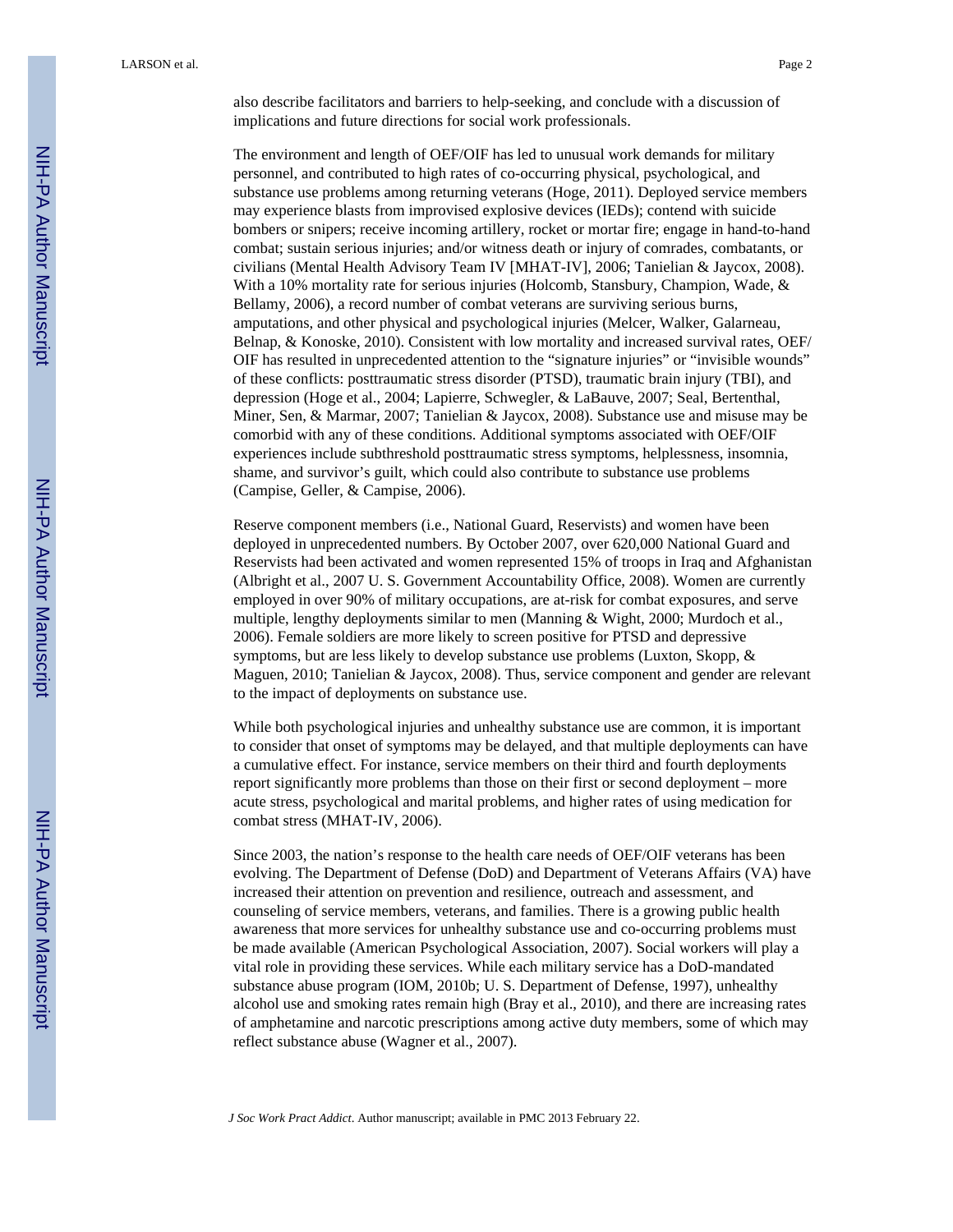also describe facilitators and barriers to help-seeking, and conclude with a discussion of implications and future directions for social work professionals.

The environment and length of OEF/OIF has led to unusual work demands for military personnel, and contributed to high rates of co-occurring physical, psychological, and substance use problems among returning veterans (Hoge, 2011). Deployed service members may experience blasts from improvised explosive devices (IEDs); contend with suicide bombers or snipers; receive incoming artillery, rocket or mortar fire; engage in hand-to-hand combat; sustain serious injuries; and/or witness death or injury of comrades, combatants, or civilians (Mental Health Advisory Team IV [MHAT-IV], 2006; Tanielian & Jaycox, 2008). With a 10% mortality rate for serious injuries (Holcomb, Stansbury, Champion, Wade, & Bellamy, 2006), a record number of combat veterans are surviving serious burns, amputations, and other physical and psychological injuries (Melcer, Walker, Galarneau, Belnap, & Konoske, 2010). Consistent with low mortality and increased survival rates, OEF/OIF has resulted in unprecedented attention to the "signature injuries" or "invisible wounds" of these conflicts: posttraumatic stress disorder (PTSD), traumatic brain injury (TBI), and depression (Hoge et al., 2004; Lapierre, Schwegler, & LaBauve, 2007; Seal, Bertenthal, Miner, Sen, & Marmar, 2007; Tanielian & Jaycox, 2008). Substance use and misuse may be comorbid with any of these conditions. Additional symptoms associated with OEF/OIF experiences include subthreshold posttraumatic stress symptoms, helplessness, insomnia, shame, and survivor's guilt, which could also contribute to substance use problems (Campise, Geller, & Campise, 2006).

Reserve component members (i.e., National Guard, Reservists) and women have been deployed in unprecedented numbers. By October 2007, over 620,000 National Guard and Reservists had been activated and women represented 15% of troops in Iraq and Afghanistan (Albright et al., 2007 U. S. Government Accountability Office, 2008). Women are currently employed in over 90% of military occupations, are at-risk for combat exposures, and serve multiple, lengthy deployments similar to men (Manning & Wight, 2000; Murdoch et al., 2006). Female soldiers are more likely to screen positive for PTSD and depressive symptoms, but are less likely to develop substance use problems (Luxton, Skopp, & Maguen, 2010; Tanielian & Jaycox, 2008). Thus, service component and gender are relevant to the impact of deployments on substance use.

While both psychological injuries and unhealthy substance use are common, it is important to consider that onset of symptoms may be delayed, and that multiple deployments can have a cumulative effect. For instance, service members on their third and fourth deployments report significantly more problems than those on their first or second deployment – more acute stress, psychological and marital problems, and higher rates of using medication for combat stress (MHAT-IV, 2006).

Since 2003, the nation's response to the health care needs of OEF/OIF veterans has been evolving. The Department of Defense (DoD) and Department of Veterans Affairs (VA) have increased their attention on prevention and resilience, outreach and assessment, and counseling of service members, veterans, and families. There is a growing public health awareness that more services for unhealthy substance use and co-occurring problems must be made available (American Psychological Association, 2007). Social workers will play a vital role in providing these services. While each military service has a DoD-mandated substance abuse program (IOM, 2010b; U. S. Department of Defense, 1997), unhealthy alcohol use and smoking rates remain high (Bray et al., 2010), and there are increasing rates of amphetamine and narcotic prescriptions among active duty members, some of which may reflect substance abuse (Wagner et al., 2007).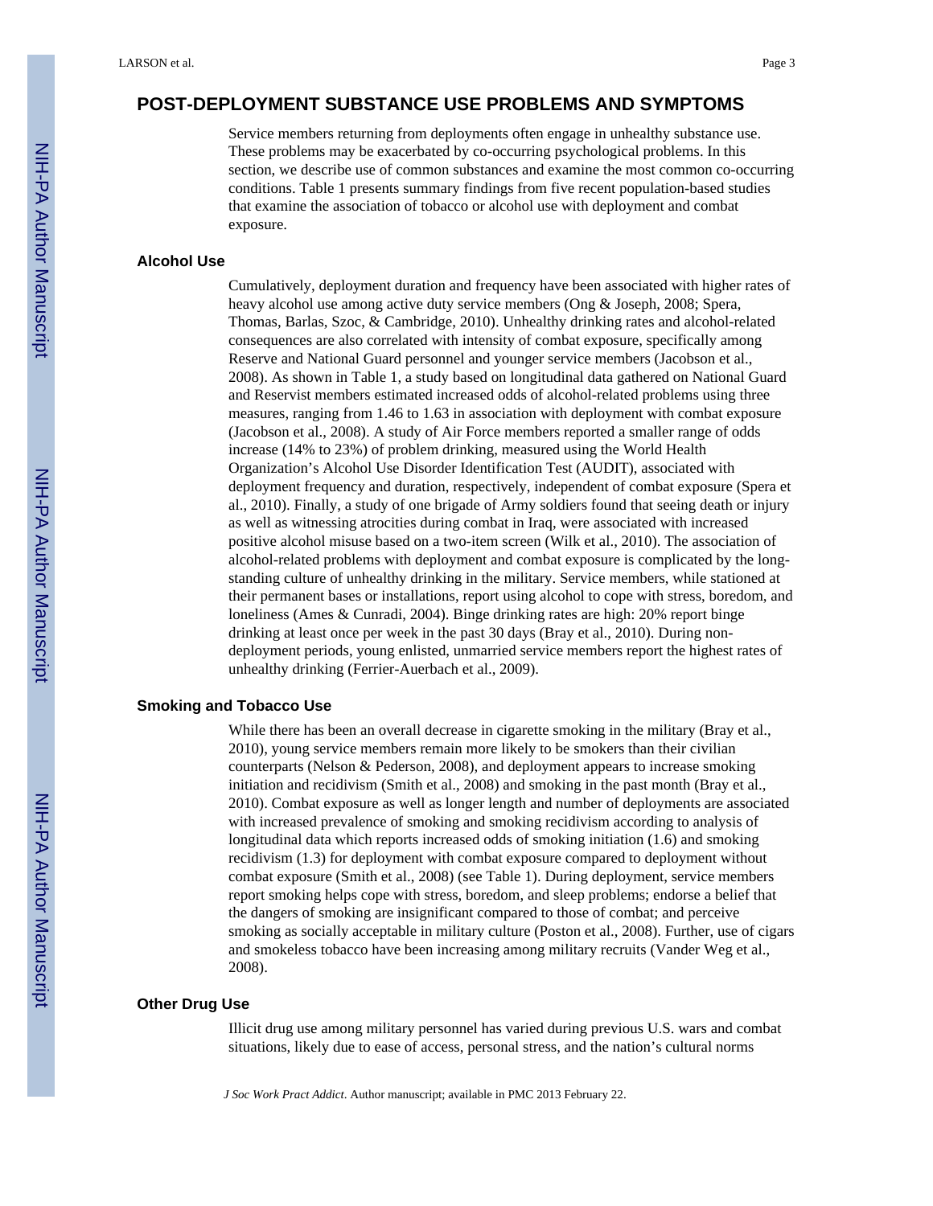## POST-DEPLOYMENT SUBSTANCE USE PROBLEMS AND SYMPTOMS

Service members returning from deployments often engage in unhealthy substance use. These problems may be exacerbated by co-occurring psychological problems. In this section, we describe use of common substances and examine the most common co-occurring conditions. Table 1 presents summary findings from five recent population-based studies that examine the association of tobacco or alcohol use with deployment and combat exposure.

### Alcohol Use

Cumulatively, deployment duration and frequency have been associated with higher rates of heavy alcohol use among active duty service members (Ong & Joseph, 2008; Spera, Thomas, Barlas, Szoc, & Cambridge, 2010). Unhealthy drinking rates and alcohol-related consequences are also correlated with intensity of combat exposure, specifically among Reserve and National Guard personnel and younger service members (Jacobson et al., 2008). As shown in Table 1, a study based on longitudinal data gathered on National Guard and Reservist members estimated increased odds of alcohol-related problems using three measures, ranging from 1.46 to 1.63 in association with deployment with combat exposure (Jacobson et al., 2008). A study of Air Force members reported a smaller range of odds increase (14% to 23%) of problem drinking, measured using the World Health Organization's Alcohol Use Disorder Identification Test (AUDIT), associated with deployment frequency and duration, respectively, independent of combat exposure (Spera et al., 2010). Finally, a study of one brigade of Army soldiers found that seeing death or injury as well as witnessing atrocities during combat in Iraq, were associated with increased positive alcohol misuse based on a two-item screen (Wilk et al., 2010). The association of alcohol-related problems with deployment and combat exposure is complicated by the long-standing culture of unhealthy drinking in the military. Service members, while stationed at their permanent bases or installations, report using alcohol to cope with stress, boredom, and loneliness (Ames & Cunradi, 2004). Binge drinking rates are high: 20% report binge drinking at least once per week in the past 30 days (Bray et al., 2010). During non-deployment periods, young enlisted, unmarried service members report the highest rates of unhealthy drinking (Ferrier-Auerbach et al., 2009).

### Smoking and Tobacco Use

While there has been an overall decrease in cigarette smoking in the military (Bray et al., 2010), young service members remain more likely to be smokers than their civilian counterparts (Nelson & Pederson, 2008), and deployment appears to increase smoking initiation and recidivism (Smith et al., 2008) and smoking in the past month (Bray et al., 2010). Combat exposure as well as longer length and number of deployments are associated with increased prevalence of smoking and smoking recidivism according to analysis of longitudinal data which reports increased odds of smoking initiation (1.6) and smoking recidivism (1.3) for deployment with combat exposure compared to deployment without combat exposure (Smith et al., 2008) (see Table 1). During deployment, service members report smoking helps cope with stress, boredom, and sleep problems; endorse a belief that the dangers of smoking are insignificant compared to those of combat; and perceive smoking as socially acceptable in military culture (Poston et al., 2008). Further, use of cigars and smokeless tobacco have been increasing among military recruits (Vander Weg et al., 2008).

### Other Drug Use

Illicit drug use among military personnel has varied during previous U.S. wars and combat situations, likely due to ease of access, personal stress, and the nation's cultural norms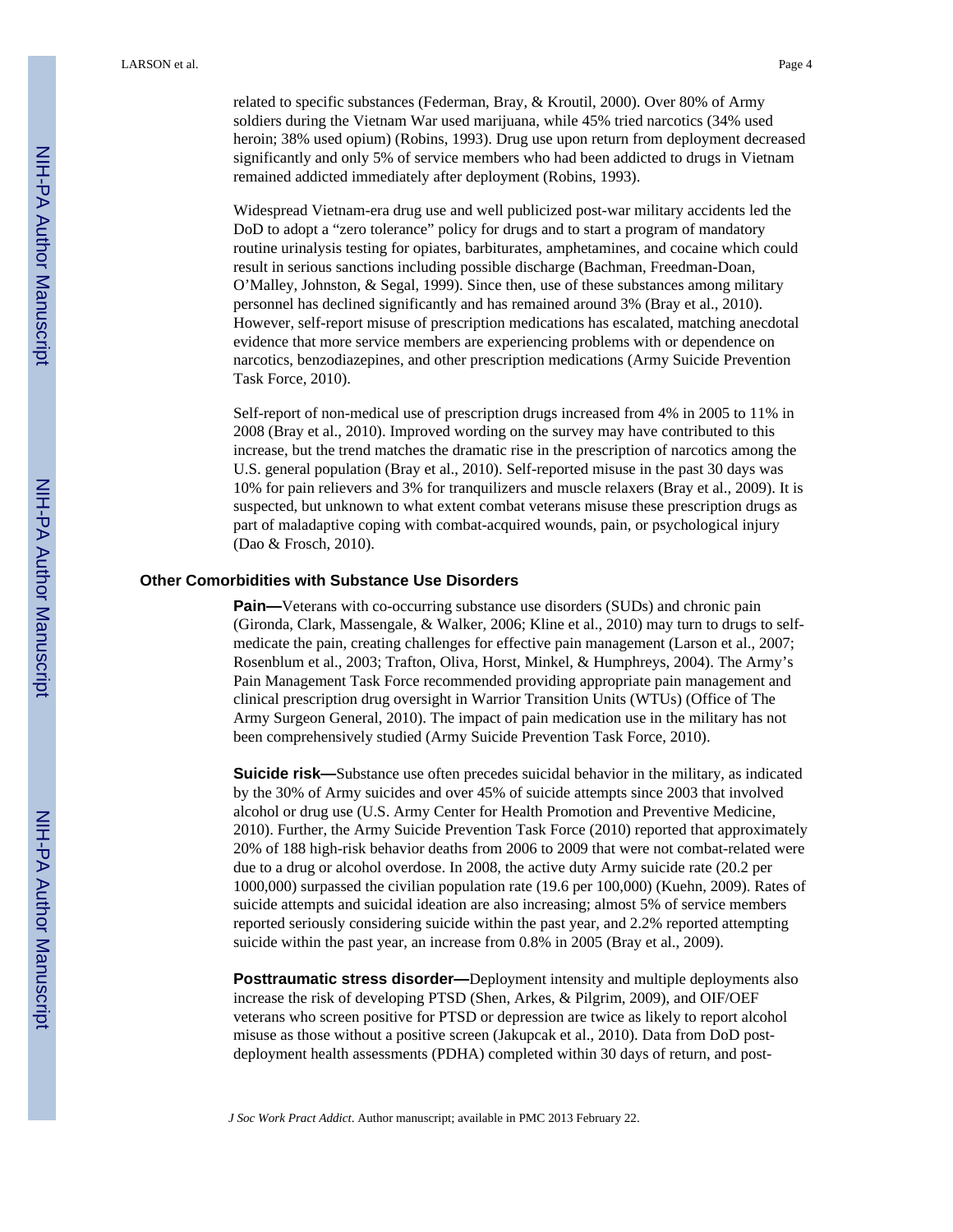related to specific substances (Federman, Bray, & Kroutil, 2000). Over 80% of Army soldiers during the Vietnam War used marijuana, while 45% tried narcotics (34% used heroin; 38% used opium) (Robins, 1993). Drug use upon return from deployment decreased significantly and only 5% of service members who had been addicted to drugs in Vietnam remained addicted immediately after deployment (Robins, 1993).

Widespread Vietnam-era drug use and well publicized post-war military accidents led the DoD to adopt a "zero tolerance" policy for drugs and to start a program of mandatory routine urinalysis testing for opiates, barbiturates, amphetamines, and cocaine which could result in serious sanctions including possible discharge (Bachman, Freedman-Doan, O'Malley, Johnston, & Segal, 1999). Since then, use of these substances among military personnel has declined significantly and has remained around 3% (Bray et al., 2010). However, self-report misuse of prescription medications has escalated, matching anecdotal evidence that more service members are experiencing problems with or dependence on narcotics, benzodiazepines, and other prescription medications (Army Suicide Prevention Task Force, 2010).

Self-report of non-medical use of prescription drugs increased from 4% in 2005 to 11% in 2008 (Bray et al., 2010). Improved wording on the survey may have contributed to this increase, but the trend matches the dramatic rise in the prescription of narcotics among the U.S. general population (Bray et al., 2010). Self-reported misuse in the past 30 days was 10% for pain relievers and 3% for tranquilizers and muscle relaxers (Bray et al., 2009). It is suspected, but unknown to what extent combat veterans misuse these prescription drugs as part of maladaptive coping with combat-acquired wounds, pain, or psychological injury (Dao & Frosch, 2010).

## Other Comorbidities with Substance Use Disorders

**Pain—**Veterans with co-occurring substance use disorders (SUDs) and chronic pain (Gironda, Clark, Massengale, & Walker, 2006; Kline et al., 2010) may turn to drugs to self-medicate the pain, creating challenges for effective pain management (Larson et al., 2007; Rosenblum et al., 2003; Trafton, Oliva, Horst, Minkel, & Humphreys, 2004). The Army's Pain Management Task Force recommended providing appropriate pain management and clinical prescription drug oversight in Warrior Transition Units (WTUs) (Office of The Army Surgeon General, 2010). The impact of pain medication use in the military has not been comprehensively studied (Army Suicide Prevention Task Force, 2010).

**Suicide risk—**Substance use often precedes suicidal behavior in the military, as indicated by the 30% of Army suicides and over 45% of suicide attempts since 2003 that involved alcohol or drug use (U.S. Army Center for Health Promotion and Preventive Medicine, 2010). Further, the Army Suicide Prevention Task Force (2010) reported that approximately 20% of 188 high-risk behavior deaths from 2006 to 2009 that were not combat-related were due to a drug or alcohol overdose. In 2008, the active duty Army suicide rate (20.2 per 1000,000) surpassed the civilian population rate (19.6 per 100,000) (Kuehn, 2009). Rates of suicide attempts and suicidal ideation are also increasing; almost 5% of service members reported seriously considering suicide within the past year, and 2.2% reported attempting suicide within the past year, an increase from 0.8% in 2005 (Bray et al., 2009).

**Posttraumatic stress disorder—**Deployment intensity and multiple deployments also increase the risk of developing PTSD (Shen, Arkes, & Pilgrim, 2009), and OIF/OEF veterans who screen positive for PTSD or depression are twice as likely to report alcohol misuse as those without a positive screen (Jakupcak et al., 2010). Data from DoD post-deployment health assessments (PDHA) completed within 30 days of return, and post-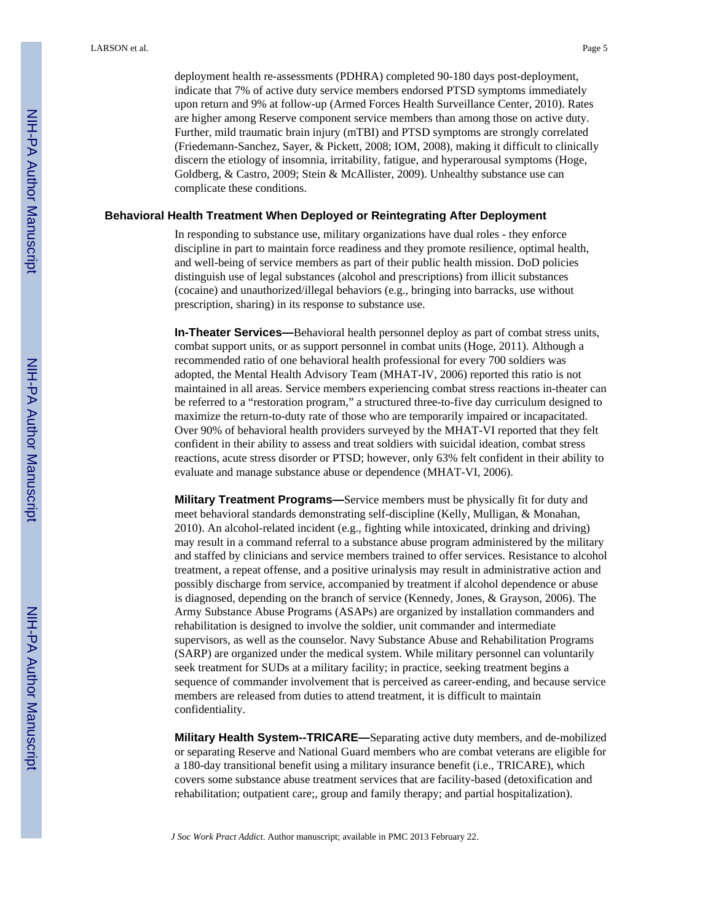deployment health re-assessments (PDHRA) completed 90-180 days post-deployment, indicate that 7% of active duty service members endorsed PTSD symptoms immediately upon return and 9% at follow-up (Armed Forces Health Surveillance Center, 2010). Rates are higher among Reserve component service members than among those on active duty. Further, mild traumatic brain injury (mTBI) and PTSD symptoms are strongly correlated (Friedemann-Sanchez, Sayer, & Pickett, 2008; IOM, 2008), making it difficult to clinically discern the etiology of insomnia, irritability, fatigue, and hyperarousal symptoms (Hoge, Goldberg, & Castro, 2009; Stein & McAllister, 2009). Unhealthy substance use can complicate these conditions.

## Behavioral Health Treatment When Deployed or Reintegrating After Deployment

In responding to substance use, military organizations have dual roles - they enforce discipline in part to maintain force readiness and they promote resilience, optimal health, and well-being of service members as part of their public health mission. DoD policies distinguish use of legal substances (alcohol and prescriptions) from illicit substances (cocaine) and unauthorized/illegal behaviors (e.g., bringing into barracks, use without prescription, sharing) in its response to substance use.

**In-Theater Services—**Behavioral health personnel deploy as part of combat stress units, combat support units, or as support personnel in combat units (Hoge, 2011). Although a recommended ratio of one behavioral health professional for every 700 soldiers was adopted, the Mental Health Advisory Team (MHAT-IV, 2006) reported this ratio is not maintained in all areas. Service members experiencing combat stress reactions in-theater can be referred to a "restoration program," a structured three-to-five day curriculum designed to maximize the return-to-duty rate of those who are temporarily impaired or incapacitated. Over 90% of behavioral health providers surveyed by the MHAT-VI reported that they felt confident in their ability to assess and treat soldiers with suicidal ideation, combat stress reactions, acute stress disorder or PTSD; however, only 63% felt confident in their ability to evaluate and manage substance abuse or dependence (MHAT-VI, 2006).

**Military Treatment Programs—**Service members must be physically fit for duty and meet behavioral standards demonstrating self-discipline (Kelly, Mulligan, & Monahan, 2010). An alcohol-related incident (e.g., fighting while intoxicated, drinking and driving) may result in a command referral to a substance abuse program administered by the military and staffed by clinicians and service members trained to offer services. Resistance to alcohol treatment, a repeat offense, and a positive urinalysis may result in administrative action and possibly discharge from service, accompanied by treatment if alcohol dependence or abuse is diagnosed, depending on the branch of service (Kennedy, Jones, & Grayson, 2006). The Army Substance Abuse Programs (ASAPs) are organized by installation commanders and rehabilitation is designed to involve the soldier, unit commander and intermediate supervisors, as well as the counselor. Navy Substance Abuse and Rehabilitation Programs (SARP) are organized under the medical system. While military personnel can voluntarily seek treatment for SUDs at a military facility; in practice, seeking treatment begins a sequence of commander involvement that is perceived as career-ending, and because service members are released from duties to attend treatment, it is difficult to maintain confidentiality.

**Military Health System--TRICARE—**Separating active duty members, and de-mobilized or separating Reserve and National Guard members who are combat veterans are eligible for a 180-day transitional benefit using a military insurance benefit (i.e., TRICARE), which covers some substance abuse treatment services that are facility-based (detoxification and rehabilitation; outpatient care;, group and family therapy; and partial hospitalization).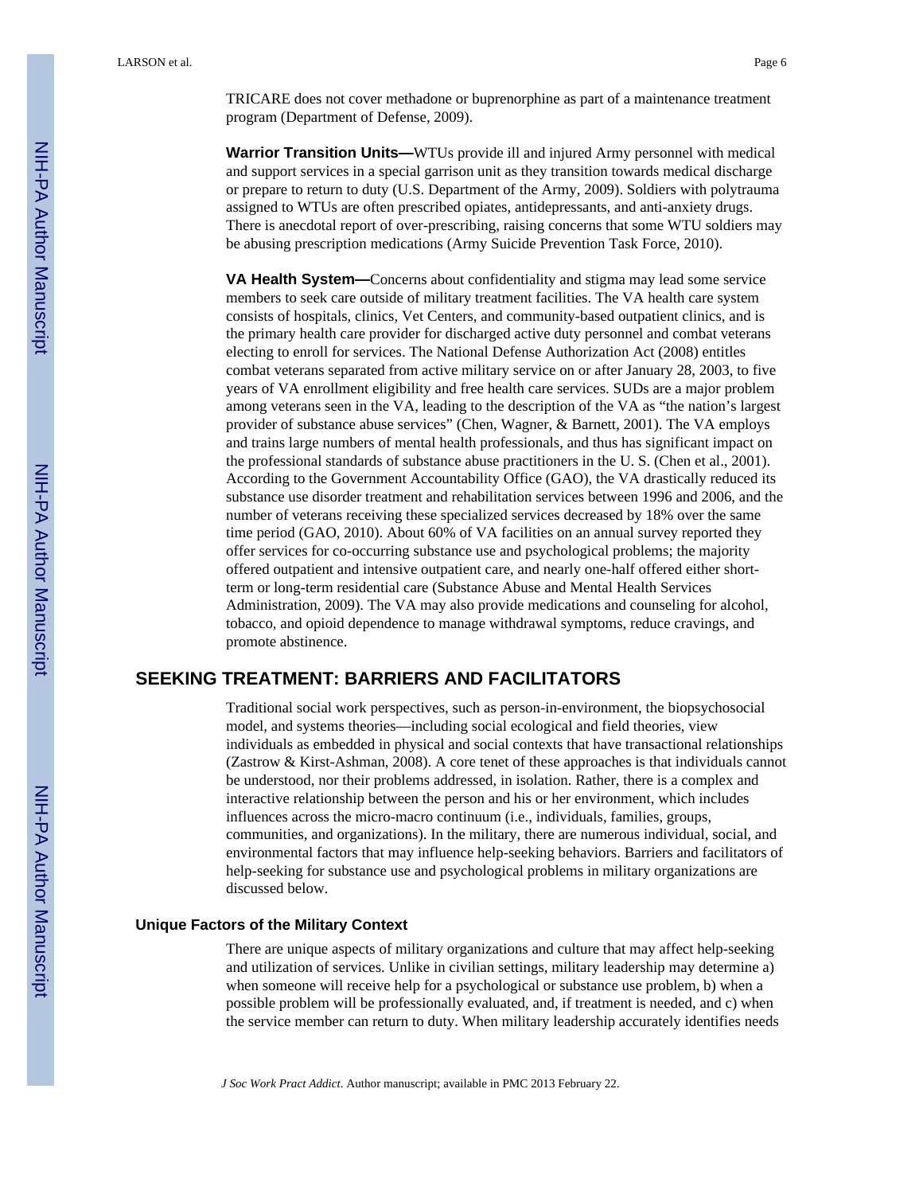TRICARE does not cover methadone or buprenorphine as part of a maintenance treatment program (Department of Defense, 2009).

**Warrior Transition Units—**WTUs provide ill and injured Army personnel with medical and support services in a special garrison unit as they transition towards medical discharge or prepare to return to duty (U.S. Department of the Army, 2009). Soldiers with polytrauma assigned to WTUs are often prescribed opiates, antidepressants, and anti-anxiety drugs. There is anecdotal report of over-prescribing, raising concerns that some WTU soldiers may be abusing prescription medications (Army Suicide Prevention Task Force, 2010).

**VA Health System—**Concerns about confidentiality and stigma may lead some service members to seek care outside of military treatment facilities. The VA health care system consists of hospitals, clinics, Vet Centers, and community-based outpatient clinics, and is the primary health care provider for discharged active duty personnel and combat veterans electing to enroll for services. The National Defense Authorization Act (2008) entitles combat veterans separated from active military service on or after January 28, 2003, to five years of VA enrollment eligibility and free health care services. SUDs are a major problem among veterans seen in the VA, leading to the description of the VA as "the nation's largest provider of substance abuse services" (Chen, Wagner, & Barnett, 2001). The VA employs and trains large numbers of mental health professionals, and thus has significant impact on the professional standards of substance abuse practitioners in the U. S. (Chen et al., 2001). According to the Government Accountability Office (GAO), the VA drastically reduced its substance use disorder treatment and rehabilitation services between 1996 and 2006, and the number of veterans receiving these specialized services decreased by 18% over the same time period (GAO, 2010). About 60% of VA facilities on an annual survey reported they offer services for co-occurring substance use and psychological problems; the majority offered outpatient and intensive outpatient care, and nearly one-half offered either short-term or long-term residential care (Substance Abuse and Mental Health Services Administration, 2009). The VA may also provide medications and counseling for alcohol, tobacco, and opioid dependence to manage withdrawal symptoms, reduce cravings, and promote abstinence.

## SEEKING TREATMENT: BARRIERS AND FACILITATORS

Traditional social work perspectives, such as person-in-environment, the biopsychosocial model, and systems theories—including social ecological and field theories, view individuals as embedded in physical and social contexts that have transactional relationships (Zastrow & Kirst-Ashman, 2008). A core tenet of these approaches is that individuals cannot be understood, nor their problems addressed, in isolation. Rather, there is a complex and interactive relationship between the person and his or her environment, which includes influences across the micro-macro continuum (i.e., individuals, families, groups, communities, and organizations). In the military, there are numerous individual, social, and environmental factors that may influence help-seeking behaviors. Barriers and facilitators of help-seeking for substance use and psychological problems in military organizations are discussed below.

### Unique Factors of the Military Context

There are unique aspects of military organizations and culture that may affect help-seeking and utilization of services. Unlike in civilian settings, military leadership may determine a) when someone will receive help for a psychological or substance use problem, b) when a possible problem will be professionally evaluated, and, if treatment is needed, and c) when the service member can return to duty. When military leadership accurately identifies needs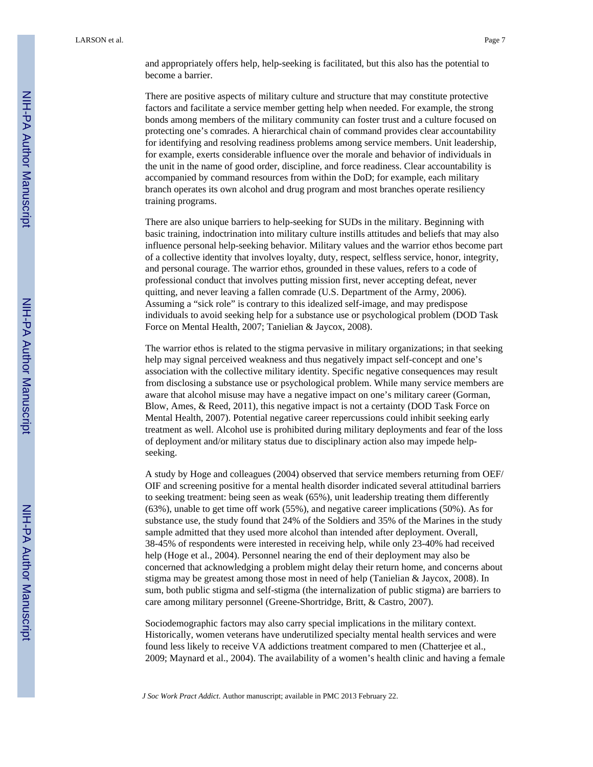and appropriately offers help, help-seeking is facilitated, but this also has the potential to become a barrier.

There are positive aspects of military culture and structure that may constitute protective factors and facilitate a service member getting help when needed. For example, the strong bonds among members of the military community can foster trust and a culture focused on protecting one's comrades. A hierarchical chain of command provides clear accountability for identifying and resolving readiness problems among service members. Unit leadership, for example, exerts considerable influence over the morale and behavior of individuals in the unit in the name of good order, discipline, and force readiness. Clear accountability is accompanied by command resources from within the DoD; for example, each military branch operates its own alcohol and drug program and most branches operate resiliency training programs.

There are also unique barriers to help-seeking for SUDs in the military. Beginning with basic training, indoctrination into military culture instills attitudes and beliefs that may also influence personal help-seeking behavior. Military values and the warrior ethos become part of a collective identity that involves loyalty, duty, respect, selfless service, honor, integrity, and personal courage. The warrior ethos, grounded in these values, refers to a code of professional conduct that involves putting mission first, never accepting defeat, never quitting, and never leaving a fallen comrade (U.S. Department of the Army, 2006). Assuming a "sick role" is contrary to this idealized self-image, and may predispose individuals to avoid seeking help for a substance use or psychological problem (DOD Task Force on Mental Health, 2007; Tanielian & Jaycox, 2008).

The warrior ethos is related to the stigma pervasive in military organizations; in that seeking help may signal perceived weakness and thus negatively impact self-concept and one's association with the collective military identity. Specific negative consequences may result from disclosing a substance use or psychological problem. While many service members are aware that alcohol misuse may have a negative impact on one's military career (Gorman, Blow, Ames, & Reed, 2011), this negative impact is not a certainty (DOD Task Force on Mental Health, 2007). Potential negative career repercussions could inhibit seeking early treatment as well. Alcohol use is prohibited during military deployments and fear of the loss of deployment and/or military status due to disciplinary action also may impede help-seeking.

A study by Hoge and colleagues (2004) observed that service members returning from OEF/OIF and screening positive for a mental health disorder indicated several attitudinal barriers to seeking treatment: being seen as weak (65%), unit leadership treating them differently (63%), unable to get time off work (55%), and negative career implications (50%). As for substance use, the study found that 24% of the Soldiers and 35% of the Marines in the study sample admitted that they used more alcohol than intended after deployment. Overall, 38-45% of respondents were interested in receiving help, while only 23-40% had received help (Hoge et al., 2004). Personnel nearing the end of their deployment may also be concerned that acknowledging a problem might delay their return home, and concerns about stigma may be greatest among those most in need of help (Tanielian & Jaycox, 2008). In sum, both public stigma and self-stigma (the internalization of public stigma) are barriers to care among military personnel (Greene-Shortridge, Britt, & Castro, 2007).

Sociodemographic factors may also carry special implications in the military context. Historically, women veterans have underutilized specialty mental health services and were found less likely to receive VA addictions treatment compared to men (Chatterjee et al., 2009; Maynard et al., 2004). The availability of a women's health clinic and having a female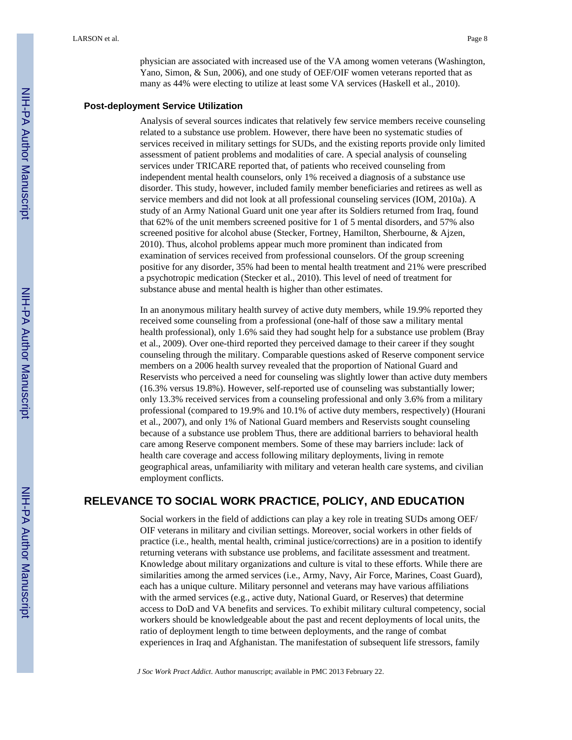physician are associated with increased use of the VA among women veterans (Washington, Yano, Simon, & Sun, 2006), and one study of OEF/OIF women veterans reported that as many as 44% were electing to utilize at least some VA services (Haskell et al., 2010).

### Post-deployment Service Utilization

Analysis of several sources indicates that relatively few service members receive counseling related to a substance use problem. However, there have been no systematic studies of services received in military settings for SUDs, and the existing reports provide only limited assessment of patient problems and modalities of care. A special analysis of counseling services under TRICARE reported that, of patients who received counseling from independent mental health counselors, only 1% received a diagnosis of a substance use disorder. This study, however, included family member beneficiaries and retirees as well as service members and did not look at all professional counseling services (IOM, 2010a). A study of an Army National Guard unit one year after its Soldiers returned from Iraq, found that 62% of the unit members screened positive for 1 of 5 mental disorders, and 57% also screened positive for alcohol abuse (Stecker, Fortney, Hamilton, Sherbourne, & Ajzen, 2010). Thus, alcohol problems appear much more prominent than indicated from examination of services received from professional counselors. Of the group screening positive for any disorder, 35% had been to mental health treatment and 21% were prescribed a psychotropic medication (Stecker et al., 2010). This level of need of treatment for substance abuse and mental health is higher than other estimates.

In an anonymous military health survey of active duty members, while 19.9% reported they received some counseling from a professional (one-half of those saw a military mental health professional), only 1.6% said they had sought help for a substance use problem (Bray et al., 2009). Over one-third reported they perceived damage to their career if they sought counseling through the military. Comparable questions asked of Reserve component service members on a 2006 health survey revealed that the proportion of National Guard and Reservists who perceived a need for counseling was slightly lower than active duty members (16.3% versus 19.8%). However, self-reported use of counseling was substantially lower; only 13.3% received services from a counseling professional and only 3.6% from a military professional (compared to 19.9% and 10.1% of active duty members, respectively) (Hourani et al., 2007), and only 1% of National Guard members and Reservists sought counseling because of a substance use problem Thus, there are additional barriers to behavioral health care among Reserve component members. Some of these may barriers include: lack of health care coverage and access following military deployments, living in remote geographical areas, unfamiliarity with military and veteran health care systems, and civilian employment conflicts.

## RELEVANCE TO SOCIAL WORK PRACTICE, POLICY, AND EDUCATION

Social workers in the field of addictions can play a key role in treating SUDs among OEF/OIF veterans in military and civilian settings. Moreover, social workers in other fields of practice (i.e., health, mental health, criminal justice/corrections) are in a position to identify returning veterans with substance use problems, and facilitate assessment and treatment. Knowledge about military organizations and culture is vital to these efforts. While there are similarities among the armed services (i.e., Army, Navy, Air Force, Marines, Coast Guard), each has a unique culture. Military personnel and veterans may have various affiliations with the armed services (e.g., active duty, National Guard, or Reserves) that determine access to DoD and VA benefits and services. To exhibit military cultural competency, social workers should be knowledgeable about the past and recent deployments of local units, the ratio of deployment length to time between deployments, and the range of combat experiences in Iraq and Afghanistan. The manifestation of subsequent life stressors, family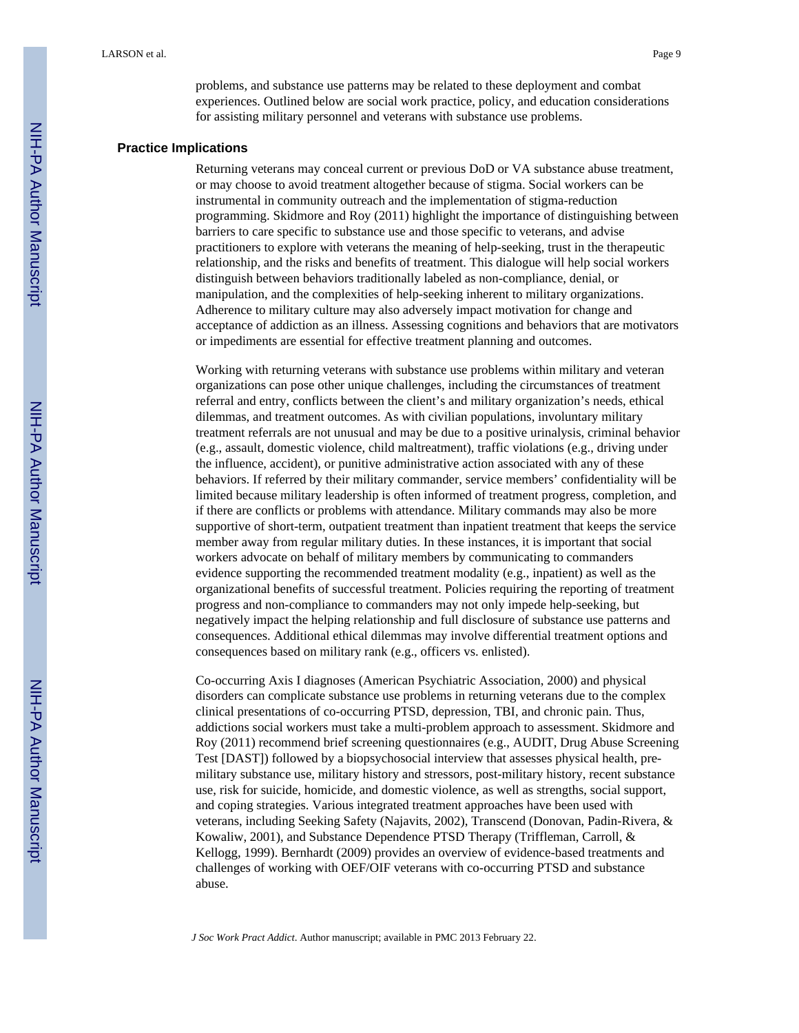problems, and substance use patterns may be related to these deployment and combat experiences. Outlined below are social work practice, policy, and education considerations for assisting military personnel and veterans with substance use problems.

## Practice Implications

Returning veterans may conceal current or previous DoD or VA substance abuse treatment, or may choose to avoid treatment altogether because of stigma. Social workers can be instrumental in community outreach and the implementation of stigma-reduction programming. Skidmore and Roy (2011) highlight the importance of distinguishing between barriers to care specific to substance use and those specific to veterans, and advise practitioners to explore with veterans the meaning of help-seeking, trust in the therapeutic relationship, and the risks and benefits of treatment. This dialogue will help social workers distinguish between behaviors traditionally labeled as non-compliance, denial, or manipulation, and the complexities of help-seeking inherent to military organizations. Adherence to military culture may also adversely impact motivation for change and acceptance of addiction as an illness. Assessing cognitions and behaviors that are motivators or impediments are essential for effective treatment planning and outcomes.

Working with returning veterans with substance use problems within military and veteran organizations can pose other unique challenges, including the circumstances of treatment referral and entry, conflicts between the client's and military organization's needs, ethical dilemmas, and treatment outcomes. As with civilian populations, involuntary military treatment referrals are not unusual and may be due to a positive urinalysis, criminal behavior (e.g., assault, domestic violence, child maltreatment), traffic violations (e.g., driving under the influence, accident), or punitive administrative action associated with any of these behaviors. If referred by their military commander, service members' confidentiality will be limited because military leadership is often informed of treatment progress, completion, and if there are conflicts or problems with attendance. Military commands may also be more supportive of short-term, outpatient treatment than inpatient treatment that keeps the service member away from regular military duties. In these instances, it is important that social workers advocate on behalf of military members by communicating to commanders evidence supporting the recommended treatment modality (e.g., inpatient) as well as the organizational benefits of successful treatment. Policies requiring the reporting of treatment progress and non-compliance to commanders may not only impede help-seeking, but negatively impact the helping relationship and full disclosure of substance use patterns and consequences. Additional ethical dilemmas may involve differential treatment options and consequences based on military rank (e.g., officers vs. enlisted).

Co-occurring Axis I diagnoses (American Psychiatric Association, 2000) and physical disorders can complicate substance use problems in returning veterans due to the complex clinical presentations of co-occurring PTSD, depression, TBI, and chronic pain. Thus, addictions social workers must take a multi-problem approach to assessment. Skidmore and Roy (2011) recommend brief screening questionnaires (e.g., AUDIT, Drug Abuse Screening Test [DAST]) followed by a biopsychosocial interview that assesses physical health, pre-military substance use, military history and stressors, post-military history, recent substance use, risk for suicide, homicide, and domestic violence, as well as strengths, social support, and coping strategies. Various integrated treatment approaches have been used with veterans, including Seeking Safety (Najavits, 2002), Transcend (Donovan, Padin-Rivera, & Kowaliw, 2001), and Substance Dependence PTSD Therapy (Triffleman, Carroll, & Kellogg, 1999). Bernhardt (2009) provides an overview of evidence-based treatments and challenges of working with OEF/OIF veterans with co-occurring PTSD and substance abuse.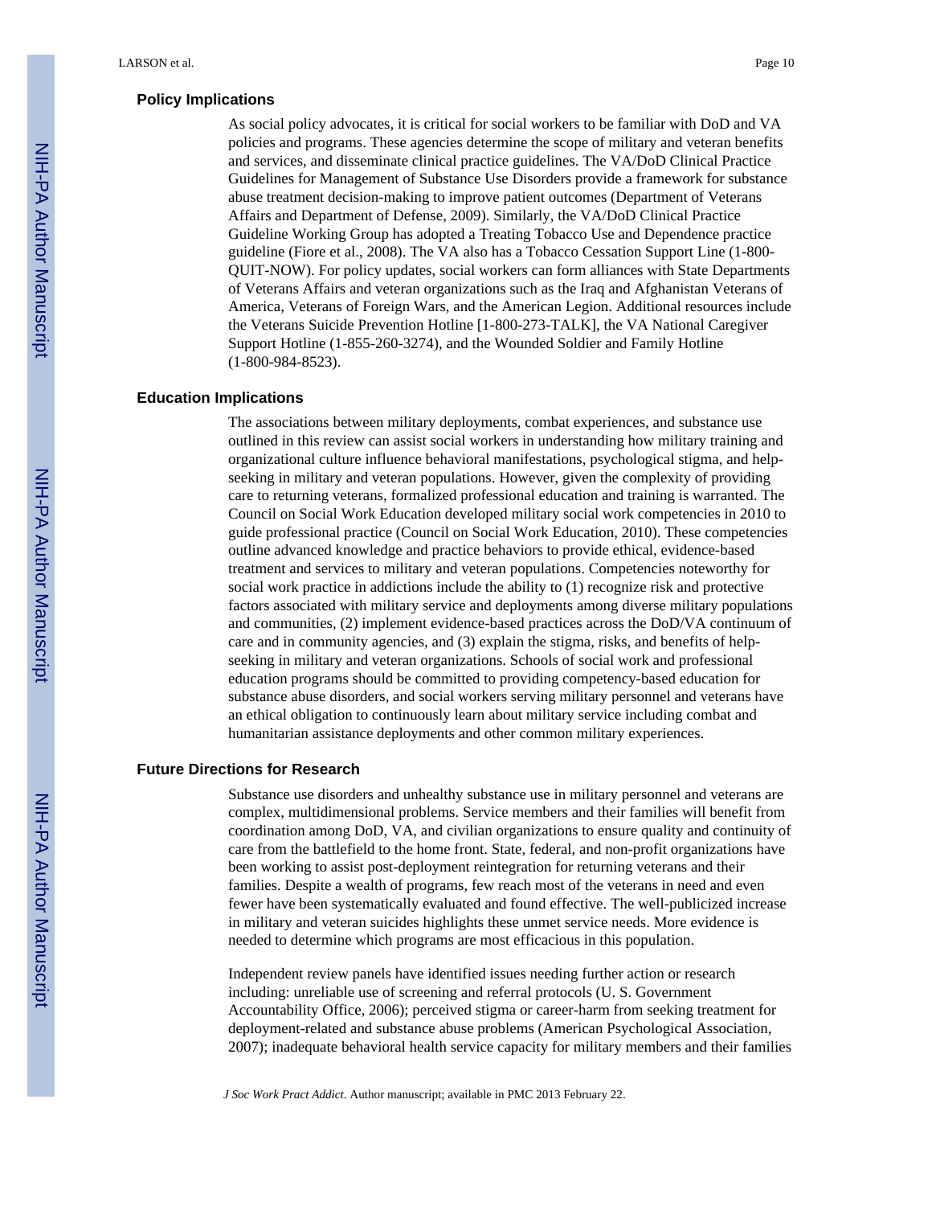## Policy Implications

As social policy advocates, it is critical for social workers to be familiar with DoD and VA policies and programs. These agencies determine the scope of military and veteran benefits and services, and disseminate clinical practice guidelines. The VA/DoD Clinical Practice Guidelines for Management of Substance Use Disorders provide a framework for substance abuse treatment decision-making to improve patient outcomes (Department of Veterans Affairs and Department of Defense, 2009). Similarly, the VA/DoD Clinical Practice Guideline Working Group has adopted a Treating Tobacco Use and Dependence practice guideline (Fiore et al., 2008). The VA also has a Tobacco Cessation Support Line (1-800-QUIT-NOW). For policy updates, social workers can form alliances with State Departments of Veterans Affairs and veteran organizations such as the Iraq and Afghanistan Veterans of America, Veterans of Foreign Wars, and the American Legion. Additional resources include the Veterans Suicide Prevention Hotline [1-800-273-TALK], the VA National Caregiver Support Hotline (1-855-260-3274), and the Wounded Soldier and Family Hotline (1-800-984-8523).

## Education Implications

The associations between military deployments, combat experiences, and substance use outlined in this review can assist social workers in understanding how military training and organizational culture influence behavioral manifestations, psychological stigma, and help-seeking in military and veteran populations. However, given the complexity of providing care to returning veterans, formalized professional education and training is warranted. The Council on Social Work Education developed military social work competencies in 2010 to guide professional practice (Council on Social Work Education, 2010). These competencies outline advanced knowledge and practice behaviors to provide ethical, evidence-based treatment and services to military and veteran populations. Competencies noteworthy for social work practice in addictions include the ability to (1) recognize risk and protective factors associated with military service and deployments among diverse military populations and communities, (2) implement evidence-based practices across the DoD/VA continuum of care and in community agencies, and (3) explain the stigma, risks, and benefits of help-seeking in military and veteran organizations. Schools of social work and professional education programs should be committed to providing competency-based education for substance abuse disorders, and social workers serving military personnel and veterans have an ethical obligation to continuously learn about military service including combat and humanitarian assistance deployments and other common military experiences.

## Future Directions for Research

Substance use disorders and unhealthy substance use in military personnel and veterans are complex, multidimensional problems. Service members and their families will benefit from coordination among DoD, VA, and civilian organizations to ensure quality and continuity of care from the battlefield to the home front. State, federal, and non-profit organizations have been working to assist post-deployment reintegration for returning veterans and their families. Despite a wealth of programs, few reach most of the veterans in need and even fewer have been systematically evaluated and found effective. The well-publicized increase in military and veteran suicides highlights these unmet service needs. More evidence is needed to determine which programs are most efficacious in this population.

Independent review panels have identified issues needing further action or research including: unreliable use of screening and referral protocols (U. S. Government Accountability Office, 2006); perceived stigma or career-harm from seeking treatment for deployment-related and substance abuse problems (American Psychological Association, 2007); inadequate behavioral health service capacity for military members and their families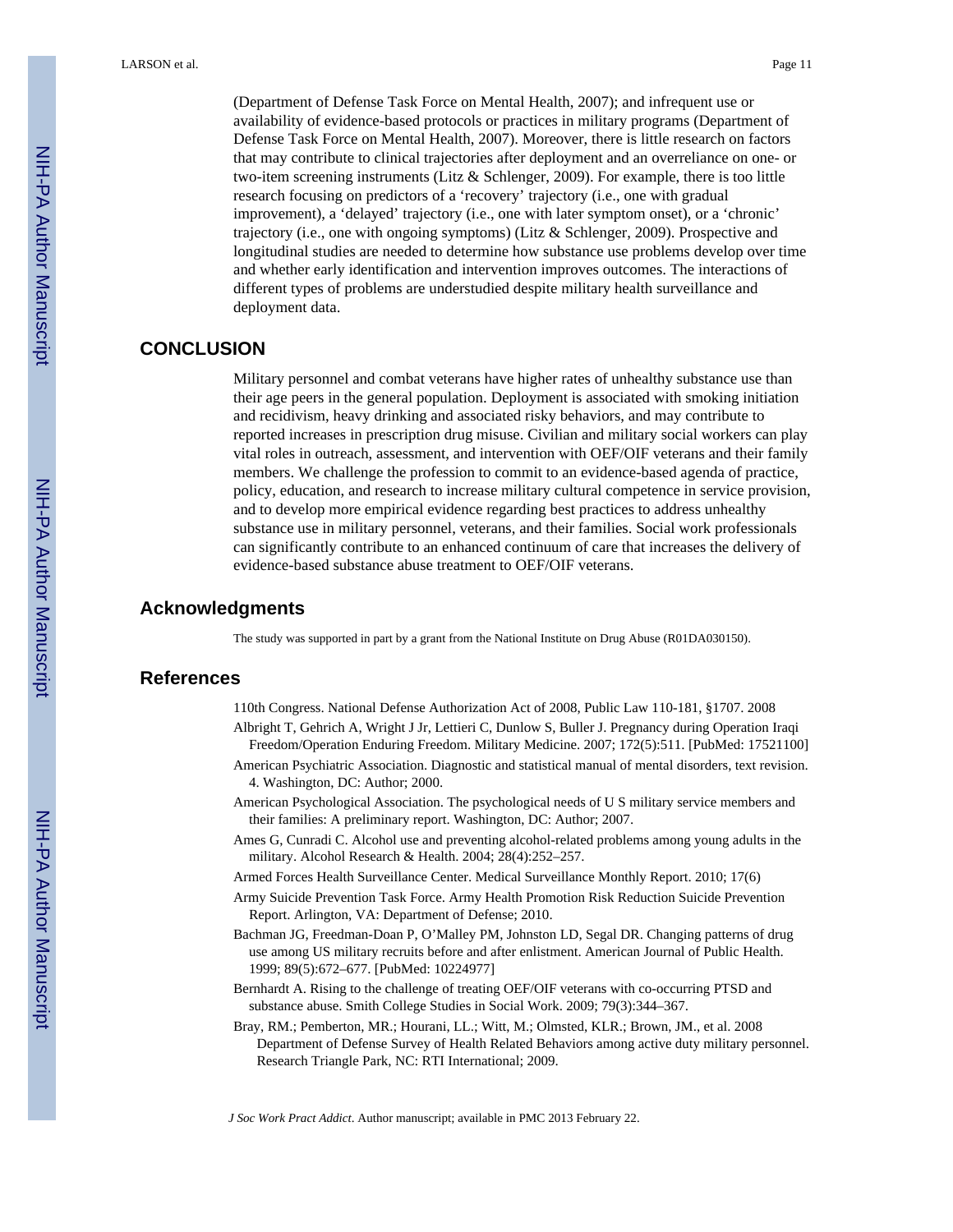(Department of Defense Task Force on Mental Health, 2007); and infrequent use or availability of evidence-based protocols or practices in military programs (Department of Defense Task Force on Mental Health, 2007). Moreover, there is little research on factors that may contribute to clinical trajectories after deployment and an overreliance on one- or two-item screening instruments (Litz & Schlenger, 2009). For example, there is too little research focusing on predictors of a 'recovery' trajectory (i.e., one with gradual improvement), a 'delayed' trajectory (i.e., one with later symptom onset), or a 'chronic' trajectory (i.e., one with ongoing symptoms) (Litz & Schlenger, 2009). Prospective and longitudinal studies are needed to determine how substance use problems develop over time and whether early identification and intervention improves outcomes. The interactions of different types of problems are understudied despite military health surveillance and deployment data.

## CONCLUSION

Military personnel and combat veterans have higher rates of unhealthy substance use than their age peers in the general population. Deployment is associated with smoking initiation and recidivism, heavy drinking and associated risky behaviors, and may contribute to reported increases in prescription drug misuse. Civilian and military social workers can play vital roles in outreach, assessment, and intervention with OEF/OIF veterans and their family members. We challenge the profession to commit to an evidence-based agenda of practice, policy, education, and research to increase military cultural competence in service provision, and to develop more empirical evidence regarding best practices to address unhealthy substance use in military personnel, veterans, and their families. Social work professionals can significantly contribute to an enhanced continuum of care that increases the delivery of evidence-based substance abuse treatment to OEF/OIF veterans.

## Acknowledgments

The study was supported in part by a grant from the National Institute on Drug Abuse (R01DA030150).

## References

110th Congress. National Defense Authorization Act of 2008, Public Law 110-181, §1707. 2008

Albright T, Gehrich A, Wright J Jr, Lettieri C, Dunlow S, Buller J. Pregnancy during Operation Iraqi Freedom/Operation Enduring Freedom. Military Medicine. 2007; 172(5):511. [PubMed: 17521100]

American Psychiatric Association. Diagnostic and statistical manual of mental disorders, text revision. 4. Washington, DC: Author; 2000.

American Psychological Association. The psychological needs of U S military service members and their families: A preliminary report. Washington, DC: Author; 2007.

Ames G, Cunradi C. Alcohol use and preventing alcohol-related problems among young adults in the military. Alcohol Research & Health. 2004; 28(4):252–257.

Armed Forces Health Surveillance Center. Medical Surveillance Monthly Report. 2010; 17(6)

Army Suicide Prevention Task Force. Army Health Promotion Risk Reduction Suicide Prevention Report. Arlington, VA: Department of Defense; 2010.

Bachman JG, Freedman-Doan P, O'Malley PM, Johnston LD, Segal DR. Changing patterns of drug use among US military recruits before and after enlistment. American Journal of Public Health. 1999; 89(5):672–677. [PubMed: 10224977]

Bernhardt A. Rising to the challenge of treating OEF/OIF veterans with co-occurring PTSD and substance abuse. Smith College Studies in Social Work. 2009; 79(3):344–367.

Bray, RM.; Pemberton, MR.; Hourani, LL.; Witt, M.; Olmsted, KLR.; Brown, JM., et al. 2008 Department of Defense Survey of Health Related Behaviors among active duty military personnel. Research Triangle Park, NC: RTI International; 2009.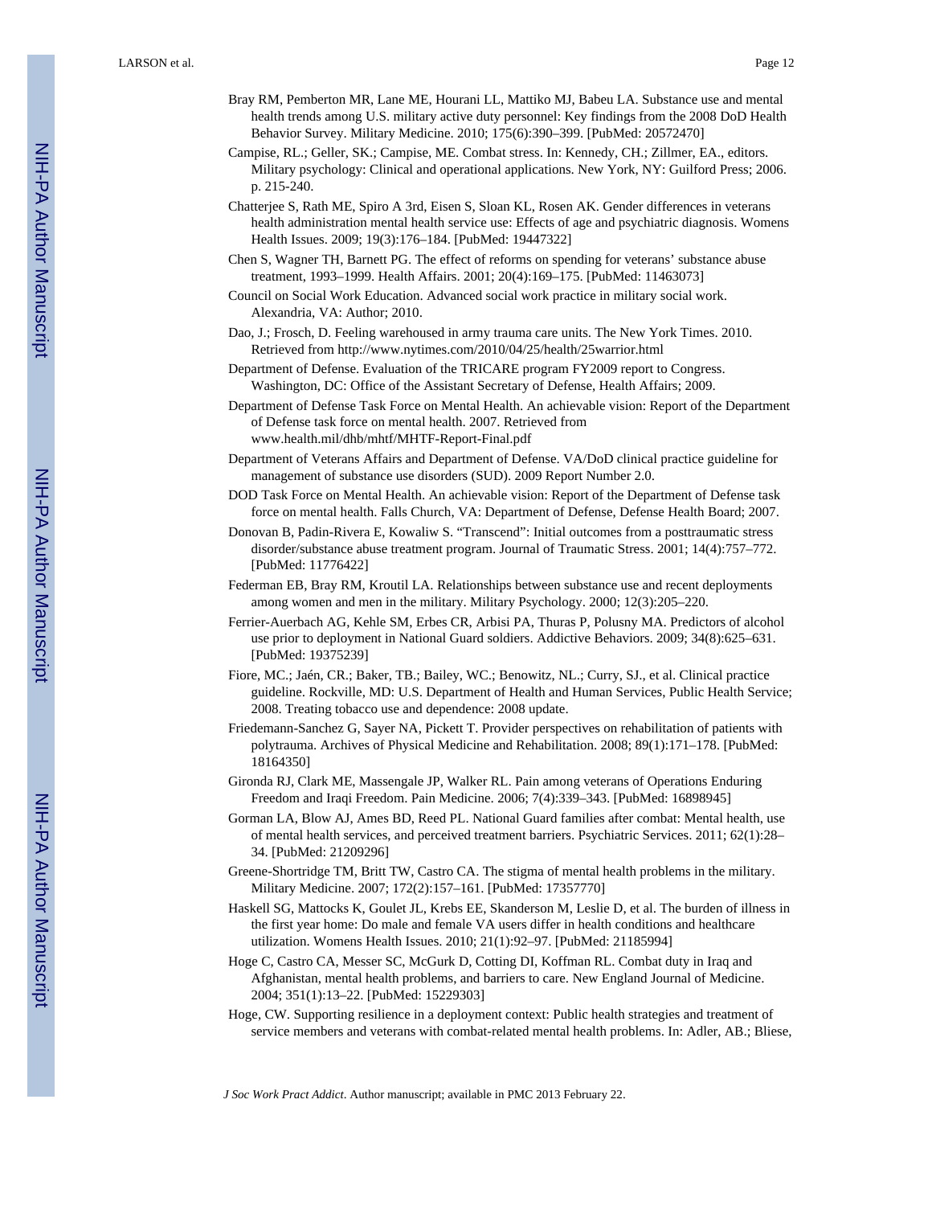Bray RM, Pemberton MR, Lane ME, Hourani LL, Mattiko MJ, Babeu LA. Substance use and mental health trends among U.S. military active duty personnel: Key findings from the 2008 DoD Health Behavior Survey. Military Medicine. 2010; 175(6):390–399. [PubMed: 20572470]

Campise, RL.; Geller, SK.; Campise, ME. Combat stress. In: Kennedy, CH.; Zillmer, EA., editors. Military psychology: Clinical and operational applications. New York, NY: Guilford Press; 2006. p. 215-240.

Chatterjee S, Rath ME, Spiro A 3rd, Eisen S, Sloan KL, Rosen AK. Gender differences in veterans health administration mental health service use: Effects of age and psychiatric diagnosis. Womens Health Issues. 2009; 19(3):176–184. [PubMed: 19447322]

Chen S, Wagner TH, Barnett PG. The effect of reforms on spending for veterans' substance abuse treatment, 1993–1999. Health Affairs. 2001; 20(4):169–175. [PubMed: 11463073]

Council on Social Work Education. Advanced social work practice in military social work. Alexandria, VA: Author; 2010.

Dao, J.; Frosch, D. Feeling warehoused in army trauma care units. The New York Times. 2010. Retrieved from http://www.nytimes.com/2010/04/25/health/25warrior.html

Department of Defense. Evaluation of the TRICARE program FY2009 report to Congress. Washington, DC: Office of the Assistant Secretary of Defense, Health Affairs; 2009.

Department of Defense Task Force on Mental Health. An achievable vision: Report of the Department of Defense task force on mental health. 2007. Retrieved from www.health.mil/dhb/mhtf/MHTF-Report-Final.pdf

Department of Veterans Affairs and Department of Defense. VA/DoD clinical practice guideline for management of substance use disorders (SUD). 2009 Report Number 2.0.

DOD Task Force on Mental Health. An achievable vision: Report of the Department of Defense task force on mental health. Falls Church, VA: Department of Defense, Defense Health Board; 2007.

Donovan B, Padin-Rivera E, Kowaliw S. "Transcend": Initial outcomes from a posttraumatic stress disorder/substance abuse treatment program. Journal of Traumatic Stress. 2001; 14(4):757–772. [PubMed: 11776422]

Federman EB, Bray RM, Kroutil LA. Relationships between substance use and recent deployments among women and men in the military. Military Psychology. 2000; 12(3):205–220.

Ferrier-Auerbach AG, Kehle SM, Erbes CR, Arbisi PA, Thuras P, Polusny MA. Predictors of alcohol use prior to deployment in National Guard soldiers. Addictive Behaviors. 2009; 34(8):625–631. [PubMed: 19375239]

Fiore, MC.; Jaén, CR.; Baker, TB.; Bailey, WC.; Benowitz, NL.; Curry, SJ., et al. Clinical practice guideline. Rockville, MD: U.S. Department of Health and Human Services, Public Health Service; 2008. Treating tobacco use and dependence: 2008 update.

Friedemann-Sanchez G, Sayer NA, Pickett T. Provider perspectives on rehabilitation of patients with polytrauma. Archives of Physical Medicine and Rehabilitation. 2008; 89(1):171–178. [PubMed: 18164350]

Gironda RJ, Clark ME, Massengale JP, Walker RL. Pain among veterans of Operations Enduring Freedom and Iraqi Freedom. Pain Medicine. 2006; 7(4):339–343. [PubMed: 16898945]

Gorman LA, Blow AJ, Ames BD, Reed PL. National Guard families after combat: Mental health, use of mental health services, and perceived treatment barriers. Psychiatric Services. 2011; 62(1):28–34. [PubMed: 21209296]

Greene-Shortridge TM, Britt TW, Castro CA. The stigma of mental health problems in the military. Military Medicine. 2007; 172(2):157–161. [PubMed: 17357770]

Haskell SG, Mattocks K, Goulet JL, Krebs EE, Skanderson M, Leslie D, et al. The burden of illness in the first year home: Do male and female VA users differ in health conditions and healthcare utilization. Womens Health Issues. 2010; 21(1):92–97. [PubMed: 21185994]

Hoge C, Castro CA, Messer SC, McGurk D, Cotting DI, Koffman RL. Combat duty in Iraq and Afghanistan, mental health problems, and barriers to care. New England Journal of Medicine. 2004; 351(1):13–22. [PubMed: 15229303]

Hoge, CW. Supporting resilience in a deployment context: Public health strategies and treatment of service members and veterans with combat-related mental health problems. In: Adler, AB.; Bliese,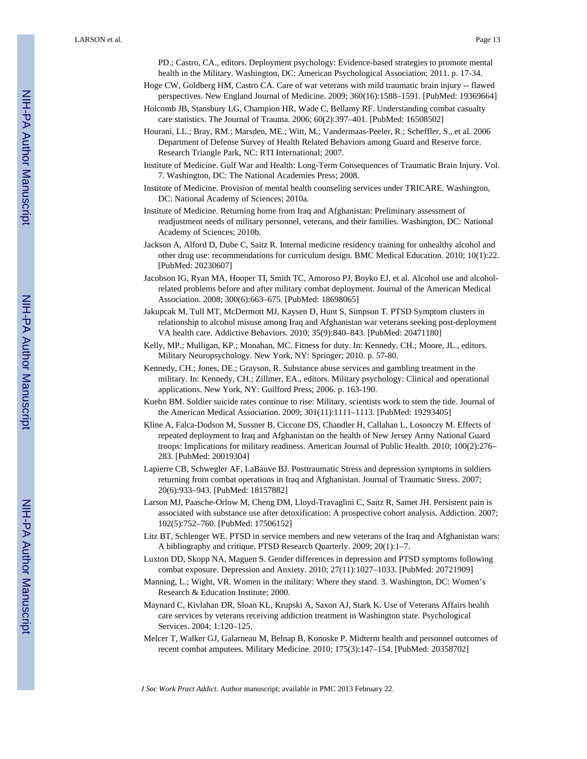PD.; Castro, CA., editors. Deployment psychology: Evidence-based strategies to promote mental health in the Military. Washington, DC: American Psychological Association; 2011. p. 17-34.

Hoge CW, Goldberg HM, Castro CA. Care of war veterans with mild traumatic brain injury -- flawed perspectives. New England Journal of Medicine. 2009; 360(16):1588–1591. [PubMed: 19369664]

Holcomb JB, Stansbury LG, Champion HR, Wade C, Bellamy RF. Understanding combat casualty care statistics. The Journal of Trauma. 2006; 60(2):397–401. [PubMed: 16508502]

Hourani, LL.; Bray, RM.; Marsden, ME.; Witt, M.; Vandermaas-Peeler, R.; Scheffler, S., et al. 2006 Department of Defense Survey of Health Related Behaviors among Guard and Reserve force. Research Triangle Park, NC: RTI International; 2007.

Institute of Medicine. Gulf War and Health: Long-Term Consequences of Traumatic Brain Injury. Vol. 7. Washington, DC: The National Academies Press; 2008.

Institute of Medicine. Provision of mental health counseling services under TRICARE. Washington, DC: National Academy of Sciences; 2010a.

Institute of Medicine. Returning home from Iraq and Afghanistan: Preliminary assessment of readjustment needs of military personnel, veterans, and their families. Washington, DC: National Academy of Sciences; 2010b.

Jackson A, Alford D, Dube C, Saitz R. Internal medicine residency training for unhealthy alcohol and other drug use: recommendations for curriculum design. BMC Medical Education. 2010; 10(1):22. [PubMed: 20230607]

Jacobson IG, Ryan MA, Hooper TI, Smith TC, Amoroso PJ, Boyko EJ, et al. Alcohol use and alcohol-related problems before and after military combat deployment. Journal of the American Medical Association. 2008; 300(6):663–675. [PubMed: 18698065]

Jakupcak M, Tull MT, McDermott MJ, Kaysen D, Hunt S, Simpson T. PTSD Symptom clusters in relationship to alcohol misuse among Iraq and Afghanistan war veterans seeking post-deployment VA health care. Addictive Behaviors. 2010; 35(9):840–843. [PubMed: 20471180]

Kelly, MP.; Mulligan, KP.; Monahan, MC. Fitness for duty. In: Kennedy, CH.; Moore, JL., editors. Military Neuropsychology. New York, NY: Springer; 2010. p. 57-80.

Kennedy, CH.; Jones, DE.; Grayson, R. Substance abuse services and gambling treatment in the military. In: Kennedy, CH.; Zillmer, EA., editors. Military psychology: Clinical and operational applications. New York, NY: Guilford Press; 2006. p. 163-190.

Kuehn BM. Soldier suicide rates continue to rise: Military, scientists work to stem the tide. Journal of the American Medical Association. 2009; 301(11):1111–1113. [PubMed: 19293405]

Kline A, Falca-Dodson M, Sussner B, Ciccone DS, Chandler H, Callahan L, Losonczy M. Effects of repeated deployment to Iraq and Afghanistan on the health of New Jersey Army National Guard troops: Implications for military readiness. American Journal of Public Health. 2010; 100(2):276–283. [PubMed: 20019304]

Lapierre CB, Schwegler AF, LaBauve BJ. Posttraumatic Stress and depression symptoms in soldiers returning from combat operations in Iraq and Afghanistan. Journal of Traumatic Stress. 2007; 20(6):933–943. [PubMed: 18157882]

Larson MJ, Paasche-Orlow M, Cheng DM, Lloyd-Travaglini C, Saitz R, Samet JH. Persistent pain is associated with substance use after detoxification: A prospective cohort analysis. Addiction. 2007; 102(5):752–760. [PubMed: 17506152]

Litz BT, Schlenger WE. PTSD in service members and new veterans of the Iraq and Afghanistan wars: A bibliography and critique. PTSD Research Quarterly. 2009; 20(1):1–7.

Luxton DD, Skopp NA, Maguen S. Gender differences in depression and PTSD symptoms following combat exposure. Depression and Anxiety. 2010; 27(11):1027–1033. [PubMed: 20721909]

Manning, L.; Wight, VR. Women in the military: Where they stand. 3. Washington, DC: Women's Research & Education Institute; 2000.

Maynard C, Kivlahan DR, Sloan KL, Krupski A, Saxon AJ, Stark K. Use of Veterans Affairs health care services by veterans receiving addiction treatment in Washington state. Psychological Services. 2004; 1:120–125.

Melcer T, Walker GJ, Galarneau M, Belnap B, Konoske P. Midterm health and personnel outcomes of recent combat amputees. Military Medicine. 2010; 175(3):147–154. [PubMed: 20358702]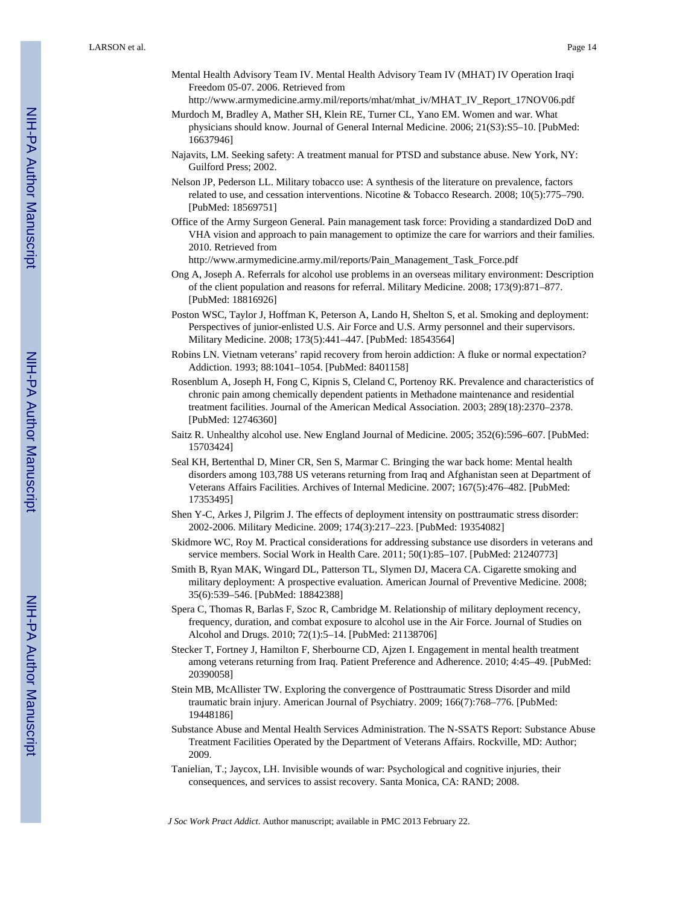Mental Health Advisory Team IV. Mental Health Advisory Team IV (MHAT) IV Operation Iraqi Freedom 05-07. 2006. Retrieved from http://www.armymedicine.army.mil/reports/mhat/mhat_iv/MHAT_IV_Report_17NOV06.pdf

Murdoch M, Bradley A, Mather SH, Klein RE, Turner CL, Yano EM. Women and war. What physicians should know. Journal of General Internal Medicine. 2006; 21(S3):S5–10. [PubMed: 16637946]

Najavits, LM. Seeking safety: A treatment manual for PTSD and substance abuse. New York, NY: Guilford Press; 2002.

Nelson JP, Pederson LL. Military tobacco use: A synthesis of the literature on prevalence, factors related to use, and cessation interventions. Nicotine & Tobacco Research. 2008; 10(5):775–790. [PubMed: 18569751]

Office of the Army Surgeon General. Pain management task force: Providing a standardized DoD and VHA vision and approach to pain management to optimize the care for warriors and their families. 2010. Retrieved from http://www.armymedicine.army.mil/reports/Pain_Management_Task_Force.pdf

Ong A, Joseph A. Referrals for alcohol use problems in an overseas military environment: Description of the client population and reasons for referral. Military Medicine. 2008; 173(9):871–877. [PubMed: 18816926]

Poston WSC, Taylor J, Hoffman K, Peterson A, Lando H, Shelton S, et al. Smoking and deployment: Perspectives of junior-enlisted U.S. Air Force and U.S. Army personnel and their supervisors. Military Medicine. 2008; 173(5):441–447. [PubMed: 18543564]

Robins LN. Vietnam veterans' rapid recovery from heroin addiction: A fluke or normal expectation? Addiction. 1993; 88:1041–1054. [PubMed: 8401158]

Rosenblum A, Joseph H, Fong C, Kipnis S, Cleland C, Portenoy RK. Prevalence and characteristics of chronic pain among chemically dependent patients in Methadone maintenance and residential treatment facilities. Journal of the American Medical Association. 2003; 289(18):2370–2378. [PubMed: 12746360]

Saitz R. Unhealthy alcohol use. New England Journal of Medicine. 2005; 352(6):596–607. [PubMed: 15703424]

Seal KH, Bertenthal D, Miner CR, Sen S, Marmar C. Bringing the war back home: Mental health disorders among 103,788 US veterans returning from Iraq and Afghanistan seen at Department of Veterans Affairs Facilities. Archives of Internal Medicine. 2007; 167(5):476–482. [PubMed: 17353495]

Shen Y-C, Arkes J, Pilgrim J. The effects of deployment intensity on posttraumatic stress disorder: 2002-2006. Military Medicine. 2009; 174(3):217–223. [PubMed: 19354082]

Skidmore WC, Roy M. Practical considerations for addressing substance use disorders in veterans and service members. Social Work in Health Care. 2011; 50(1):85–107. [PubMed: 21240773]

Smith B, Ryan MAK, Wingard DL, Patterson TL, Slymen DJ, Macera CA. Cigarette smoking and military deployment: A prospective evaluation. American Journal of Preventive Medicine. 2008; 35(6):539–546. [PubMed: 18842388]

Spera C, Thomas R, Barlas F, Szoc R, Cambridge M. Relationship of military deployment recency, frequency, duration, and combat exposure to alcohol use in the Air Force. Journal of Studies on Alcohol and Drugs. 2010; 72(1):5–14. [PubMed: 21138706]

Stecker T, Fortney J, Hamilton F, Sherbourne CD, Ajzen I. Engagement in mental health treatment among veterans returning from Iraq. Patient Preference and Adherence. 2010; 4:45–49. [PubMed: 20390058]

Stein MB, McAllister TW. Exploring the convergence of Posttraumatic Stress Disorder and mild traumatic brain injury. American Journal of Psychiatry. 2009; 166(7):768–776. [PubMed: 19448186]

Substance Abuse and Mental Health Services Administration. The N-SSATS Report: Substance Abuse Treatment Facilities Operated by the Department of Veterans Affairs. Rockville, MD: Author; 2009.

Tanielian, T.; Jaycox, LH. Invisible wounds of war: Psychological and cognitive injuries, their consequences, and services to assist recovery. Santa Monica, CA: RAND; 2008.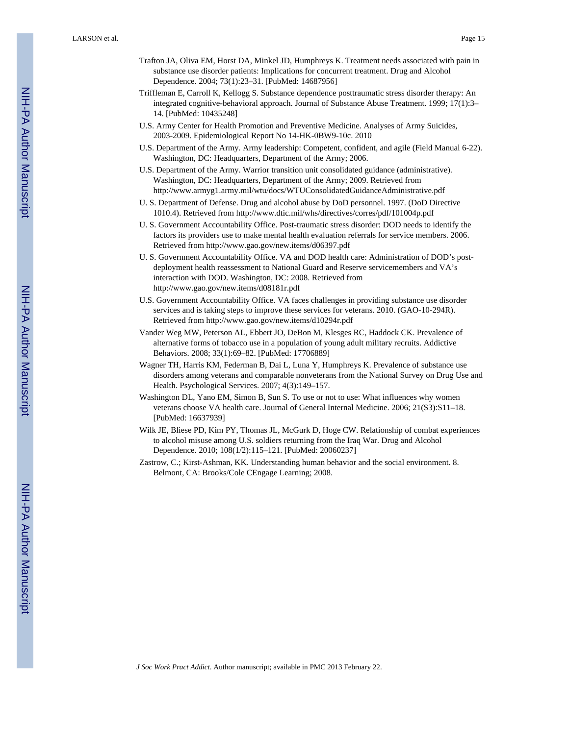Trafton JA, Oliva EM, Horst DA, Minkel JD, Humphreys K. Treatment needs associated with pain in substance use disorder patients: Implications for concurrent treatment. Drug and Alcohol Dependence. 2004; 73(1):23–31. [PubMed: 14687956]

Triffleman E, Carroll K, Kellogg S. Substance dependence posttraumatic stress disorder therapy: An integrated cognitive-behavioral approach. Journal of Substance Abuse Treatment. 1999; 17(1):3–14. [PubMed: 10435248]

U.S. Army Center for Health Promotion and Preventive Medicine. Analyses of Army Suicides, 2003-2009. Epidemiological Report No 14-HK-0BW9-10c. 2010

U.S. Department of the Army. Army leadership: Competent, confident, and agile (Field Manual 6-22). Washington, DC: Headquarters, Department of the Army; 2006.

U.S. Department of the Army. Warrior transition unit consolidated guidance (administrative). Washington, DC: Headquarters, Department of the Army; 2009. Retrieved from http://www.armyg1.army.mil/wtu/docs/WTUConsolidatedGuidanceAdministrative.pdf

U. S. Department of Defense. Drug and alcohol abuse by DoD personnel. 1997. (DoD Directive 1010.4). Retrieved from http://www.dtic.mil/whs/directives/corres/pdf/101004p.pdf

U. S. Government Accountability Office. Post-traumatic stress disorder: DOD needs to identify the factors its providers use to make mental health evaluation referrals for service members. 2006. Retrieved from http://www.gao.gov/new.items/d06397.pdf

U. S. Government Accountability Office. VA and DOD health care: Administration of DOD's post-deployment health reassessment to National Guard and Reserve servicemembers and VA's interaction with DOD. Washington, DC: 2008. Retrieved from http://www.gao.gov/new.items/d08181r.pdf

U.S. Government Accountability Office. VA faces challenges in providing substance use disorder services and is taking steps to improve these services for veterans. 2010. (GAO-10-294R). Retrieved from http://www.gao.gov/new.items/d10294r.pdf

Vander Weg MW, Peterson AL, Ebbert JO, DeBon M, Klesges RC, Haddock CK. Prevalence of alternative forms of tobacco use in a population of young adult military recruits. Addictive Behaviors. 2008; 33(1):69–82. [PubMed: 17706889]

Wagner TH, Harris KM, Federman B, Dai L, Luna Y, Humphreys K. Prevalence of substance use disorders among veterans and comparable nonveterans from the National Survey on Drug Use and Health. Psychological Services. 2007; 4(3):149–157.

Washington DL, Yano EM, Simon B, Sun S. To use or not to use: What influences why women veterans choose VA health care. Journal of General Internal Medicine. 2006; 21(S3):S11–18. [PubMed: 16637939]

Wilk JE, Bliese PD, Kim PY, Thomas JL, McGurk D, Hoge CW. Relationship of combat experiences to alcohol misuse among U.S. soldiers returning from the Iraq War. Drug and Alcohol Dependence. 2010; 108(1/2):115–121. [PubMed: 20060237]

Zastrow, C.; Kirst-Ashman, KK. Understanding human behavior and the social environment. 8. Belmont, CA: Brooks/Cole CEngage Learning; 2008.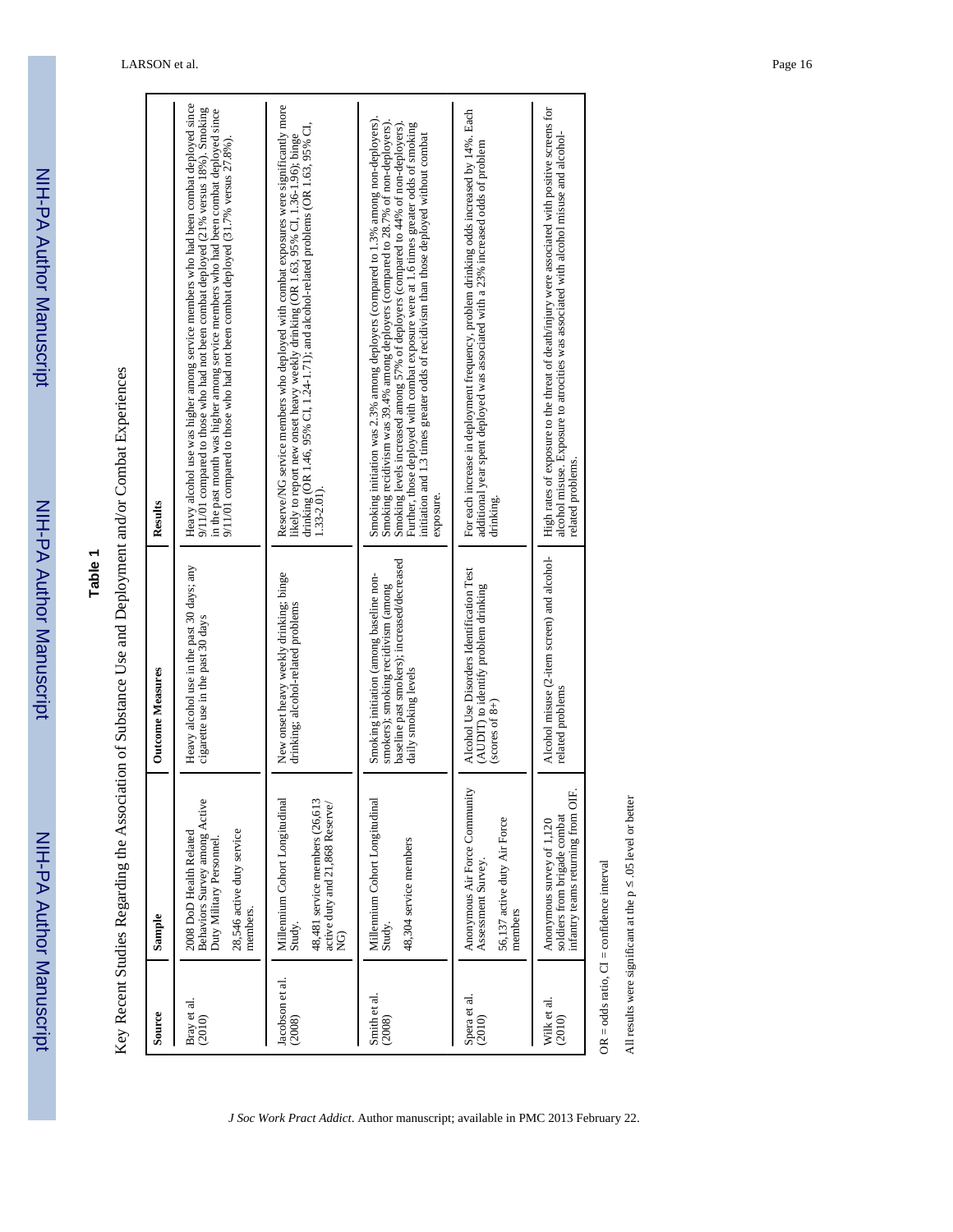**Table 1**

Key Recent Studies Regarding the Association of Substance Use and Deployment and/or Combat Experiences

| Source | Sample | Outcome Measures | Results |
|---|---|---|---|
| Bray et al. (2010) | 2008 DoD Health Related Behaviors Survey among Active Duty Military Personnel.<br><br>28,546 active duty service members. | Heavy alcohol use in the past 30 days; any cigarette use in the past 30 days | Heavy alcohol use was higher among service members who had been combat deployed since 9/11/01 compared to those who had not been combat deployed (21% versus 18%). Smoking in the past month was higher among service members who had been combat deployed since 9/11/01 compared to those who had not been combat deployed (31.7% versus 27.8%). |
| Jacobson et al. (2008) | Millennium Cohort Longitudinal Study.<br><br>48,481 service members (26,613 active duty and 21,868 Reserve/ NG) | New onset heavy weekly drinking; binge drinking; alcohol-related problems | Reserve/NG service members who deployed with combat exposures were significantly more likely to report new onset heavy weekly drinking (OR 1.63, 95% CI, 1.36-1.96); binge drinking (OR 1.46, 95% CI, 1.24-1.71); and alcohol-related problems (OR 1.63, 95% CI, 1.33-2.01). |
| Smith et al. (2008) | Millennium Cohort Longitudinal Study.<br><br>48,304 service members | Smoking initiation (among baseline non-smokers); smoking recidivism (among baseline past smokers); increased/decreased daily smoking levels | Smoking initiation was 2.3% among deployers (compared to 1.3% among non-deployers). Smoking recidivism was 39.4% among deployers (compared to 28.7% of non-deployers). Smoking levels increased among 57% of deployers (compared to 44% of non-deployers). Further, those deployed with combat exposure were at 1.6 times greater odds of smoking initiation and 1.3 times greater odds of recidivism than those deployed without combat exposure. |
| Spera et al. (2010) | Anonymous Air Force Community Assessment Survey.<br><br>56,137 active duty Air Force members | Alcohol Use Disorders Identification Test (AUDIT) to identify problem drinking (scores of 8+) | For each increase in deployment frequency, problem drinking odds increased by 14%. Each additional year spent deployed was associated with a 23% increased odds of problem drinking. |
| Wilk et al. (2010) | Anonymous survey of 1,120 soldiers from brigade combat infantry teams returning from OIF. | Alcohol misuse (2-item screen) and alcohol-related problems | High rates of exposure to the threat of death/injury were associated with positive screens for alcohol misuse. Exposure to atrocities was associated with alcohol misuse and alcohol-related problems. |

OR = odds ratio, CI = confidence interval

All results were significant at the p ≤ .05 level or better